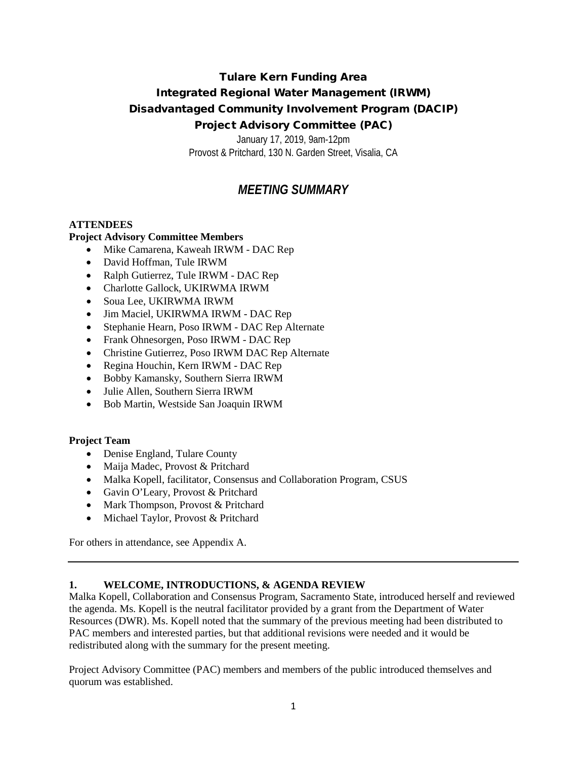# Tulare Kern Funding Area
# Integrated Regional Water Management (IRWM)
# Disadvantaged Community Involvement Program (DACIP)
# Project Advisory Committee (PAC)

January 17, 2019, 9am-12pm
Provost & Pritchard, 130 N. Garden Street, Visalia, CA

## *MEETING SUMMARY*

**ATTENDEES**

**Project Advisory Committee Members**

- Mike Camarena, Kaweah IRWM - DAC Rep
- David Hoffman, Tule IRWM
- Ralph Gutierrez, Tule IRWM - DAC Rep
- Charlotte Gallock, UKIRWMA IRWM
- Soua Lee, UKIRWMA IRWM
- Jim Maciel, UKIRWMA IRWM - DAC Rep
- Stephanie Hearn, Poso IRWM - DAC Rep Alternate
- Frank Ohnesorgen, Poso IRWM - DAC Rep
- Christine Gutierrez, Poso IRWM DAC Rep Alternate
- Regina Houchin, Kern IRWM - DAC Rep
- Bobby Kamansky, Southern Sierra IRWM
- Julie Allen, Southern Sierra IRWM
- Bob Martin, Westside San Joaquin IRWM

**Project Team**

- Denise England, Tulare County
- Maija Madec, Provost & Pritchard
- Malka Kopell, facilitator, Consensus and Collaboration Program, CSUS
- Gavin O'Leary, Provost & Pritchard
- Mark Thompson, Provost & Pritchard
- Michael Taylor, Provost & Pritchard

For others in attendance, see Appendix A.

---

### 1. WELCOME, INTRODUCTIONS, & AGENDA REVIEW

Malka Kopell, Collaboration and Consensus Program, Sacramento State, introduced herself and reviewed the agenda. Ms. Kopell is the neutral facilitator provided by a grant from the Department of Water Resources (DWR). Ms. Kopell noted that the summary of the previous meeting had been distributed to PAC members and interested parties, but that additional revisions were needed and it would be redistributed along with the summary for the present meeting.

Project Advisory Committee (PAC) members and members of the public introduced themselves and quorum was established.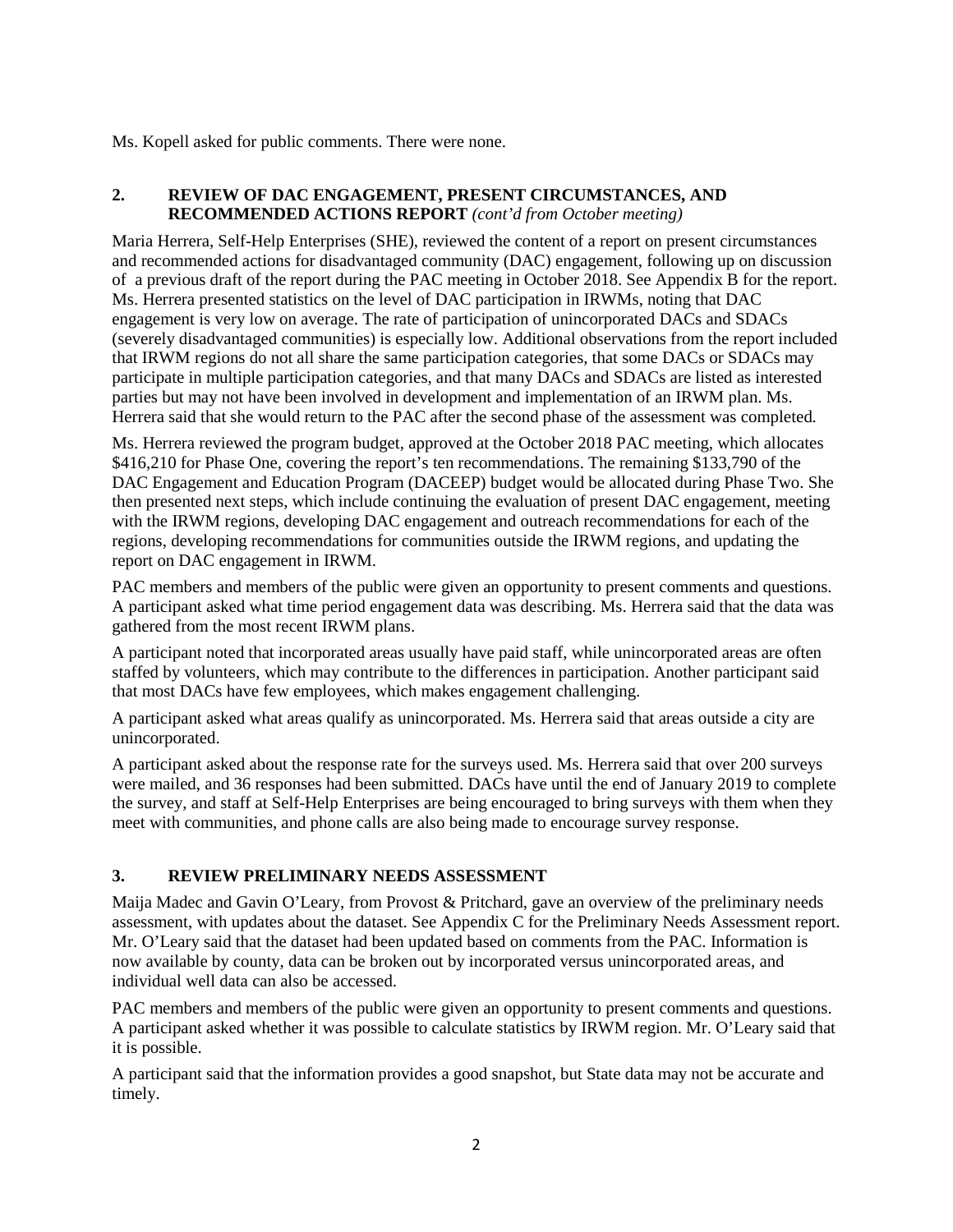Ms. Kopell asked for public comments. There were none.

## 2. REVIEW OF DAC ENGAGEMENT, PRESENT CIRCUMSTANCES, AND RECOMMENDED ACTIONS REPORT *(cont'd from October meeting)*

Maria Herrera, Self-Help Enterprises (SHE), reviewed the content of a report on present circumstances and recommended actions for disadvantaged community (DAC) engagement, following up on discussion of a previous draft of the report during the PAC meeting in October 2018. See Appendix B for the report. Ms. Herrera presented statistics on the level of DAC participation in IRWMs, noting that DAC engagement is very low on average. The rate of participation of unincorporated DACs and SDACs (severely disadvantaged communities) is especially low. Additional observations from the report included that IRWM regions do not all share the same participation categories, that some DACs or SDACs may participate in multiple participation categories, and that many DACs and SDACs are listed as interested parties but may not have been involved in development and implementation of an IRWM plan. Ms. Herrera said that she would return to the PAC after the second phase of the assessment was completed.

Ms. Herrera reviewed the program budget, approved at the October 2018 PAC meeting, which allocates $416,210 for Phase One, covering the report's ten recommendations. The remaining $133,790 of the DAC Engagement and Education Program (DACEEP) budget would be allocated during Phase Two. She then presented next steps, which include continuing the evaluation of present DAC engagement, meeting with the IRWM regions, developing DAC engagement and outreach recommendations for each of the regions, developing recommendations for communities outside the IRWM regions, and updating the report on DAC engagement in IRWM.

PAC members and members of the public were given an opportunity to present comments and questions. A participant asked what time period engagement data was describing. Ms. Herrera said that the data was gathered from the most recent IRWM plans.

A participant noted that incorporated areas usually have paid staff, while unincorporated areas are often staffed by volunteers, which may contribute to the differences in participation. Another participant said that most DACs have few employees, which makes engagement challenging.

A participant asked what areas qualify as unincorporated. Ms. Herrera said that areas outside a city are unincorporated.

A participant asked about the response rate for the surveys used. Ms. Herrera said that over 200 surveys were mailed, and 36 responses had been submitted. DACs have until the end of January 2019 to complete the survey, and staff at Self-Help Enterprises are being encouraged to bring surveys with them when they meet with communities, and phone calls are also being made to encourage survey response.

## 3. REVIEW PRELIMINARY NEEDS ASSESSMENT

Maija Madec and Gavin O'Leary, from Provost & Pritchard, gave an overview of the preliminary needs assessment, with updates about the dataset. See Appendix C for the Preliminary Needs Assessment report. Mr. O'Leary said that the dataset had been updated based on comments from the PAC. Information is now available by county, data can be broken out by incorporated versus unincorporated areas, and individual well data can also be accessed.

PAC members and members of the public were given an opportunity to present comments and questions. A participant asked whether it was possible to calculate statistics by IRWM region. Mr. O'Leary said that it is possible.

A participant said that the information provides a good snapshot, but State data may not be accurate and timely.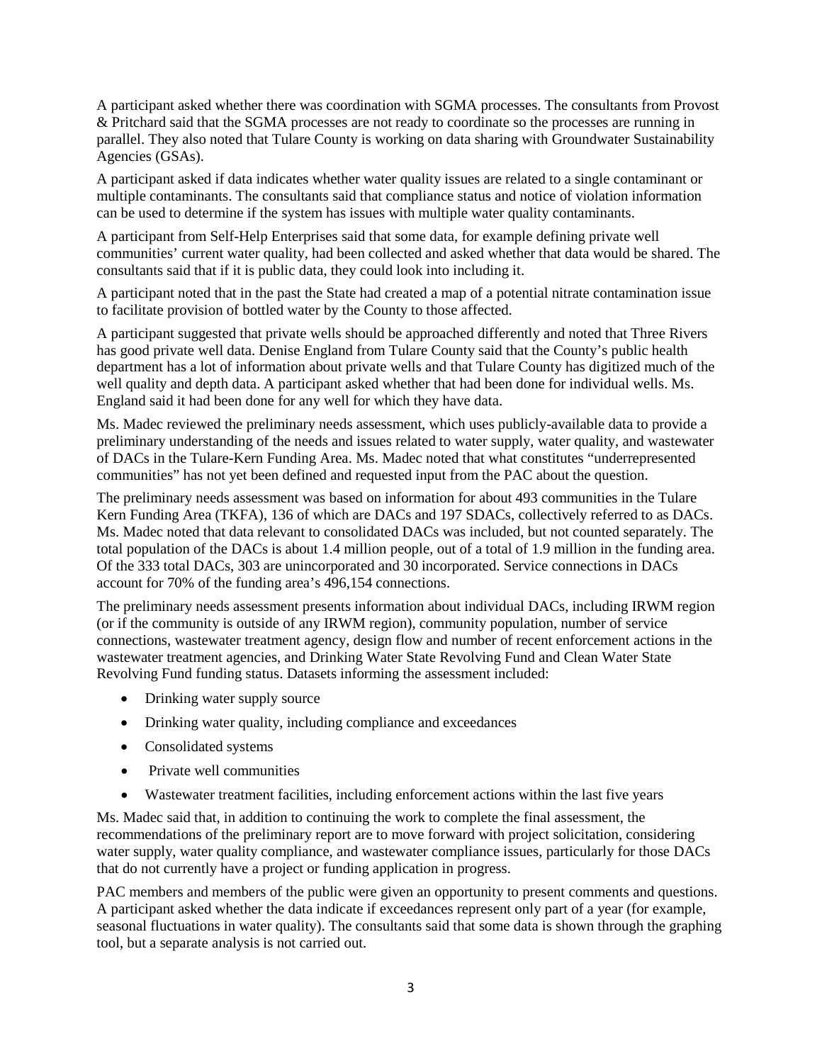A participant asked whether there was coordination with SGMA processes. The consultants from Provost & Pritchard said that the SGMA processes are not ready to coordinate so the processes are running in parallel. They also noted that Tulare County is working on data sharing with Groundwater Sustainability Agencies (GSAs).

A participant asked if data indicates whether water quality issues are related to a single contaminant or multiple contaminants. The consultants said that compliance status and notice of violation information can be used to determine if the system has issues with multiple water quality contaminants.

A participant from Self-Help Enterprises said that some data, for example defining private well communities' current water quality, had been collected and asked whether that data would be shared. The consultants said that if it is public data, they could look into including it.

A participant noted that in the past the State had created a map of a potential nitrate contamination issue to facilitate provision of bottled water by the County to those affected.

A participant suggested that private wells should be approached differently and noted that Three Rivers has good private well data. Denise England from Tulare County said that the County's public health department has a lot of information about private wells and that Tulare County has digitized much of the well quality and depth data. A participant asked whether that had been done for individual wells. Ms. England said it had been done for any well for which they have data.

Ms. Madec reviewed the preliminary needs assessment, which uses publicly-available data to provide a preliminary understanding of the needs and issues related to water supply, water quality, and wastewater of DACs in the Tulare-Kern Funding Area. Ms. Madec noted that what constitutes "underrepresented communities" has not yet been defined and requested input from the PAC about the question.

The preliminary needs assessment was based on information for about 493 communities in the Tulare Kern Funding Area (TKFA), 136 of which are DACs and 197 SDACs, collectively referred to as DACs. Ms. Madec noted that data relevant to consolidated DACs was included, but not counted separately. The total population of the DACs is about 1.4 million people, out of a total of 1.9 million in the funding area. Of the 333 total DACs, 303 are unincorporated and 30 incorporated. Service connections in DACs account for 70% of the funding area's 496,154 connections.

The preliminary needs assessment presents information about individual DACs, including IRWM region (or if the community is outside of any IRWM region), community population, number of service connections, wastewater treatment agency, design flow and number of recent enforcement actions in the wastewater treatment agencies, and Drinking Water State Revolving Fund and Clean Water State Revolving Fund funding status. Datasets informing the assessment included:

- Drinking water supply source
- Drinking water quality, including compliance and exceedances
- Consolidated systems
- Private well communities
- Wastewater treatment facilities, including enforcement actions within the last five years

Ms. Madec said that, in addition to continuing the work to complete the final assessment, the recommendations of the preliminary report are to move forward with project solicitation, considering water supply, water quality compliance, and wastewater compliance issues, particularly for those DACs that do not currently have a project or funding application in progress.

PAC members and members of the public were given an opportunity to present comments and questions. A participant asked whether the data indicate if exceedances represent only part of a year (for example, seasonal fluctuations in water quality). The consultants said that some data is shown through the graphing tool, but a separate analysis is not carried out.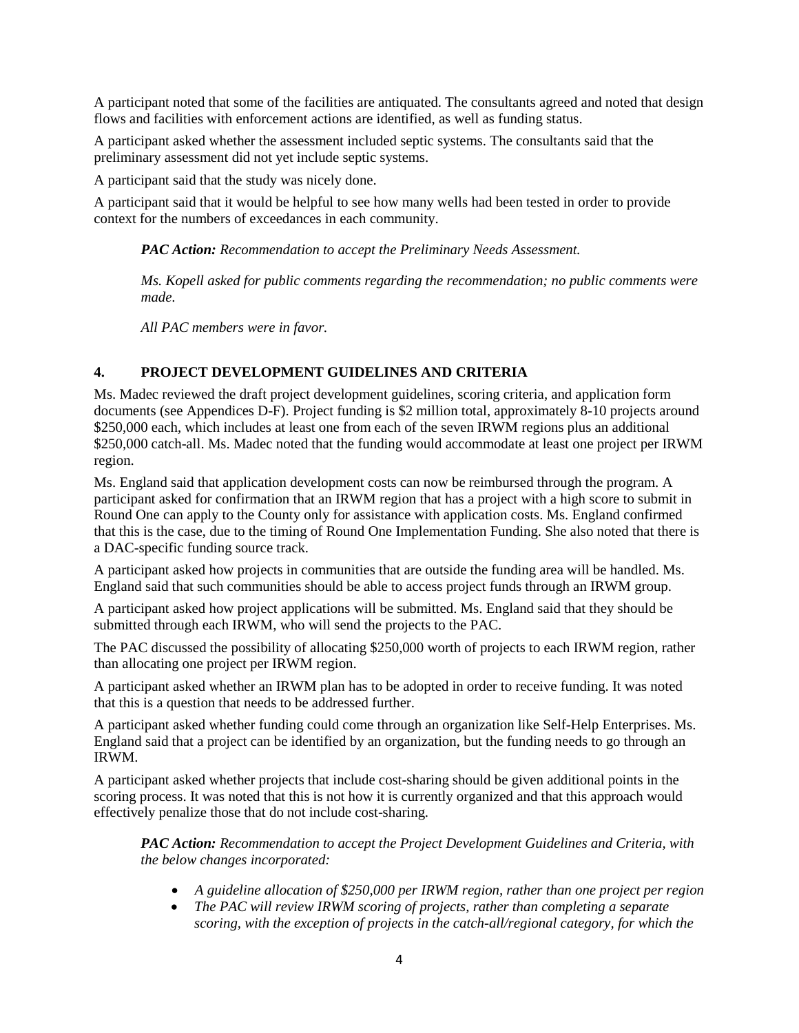A participant noted that some of the facilities are antiquated. The consultants agreed and noted that design flows and facilities with enforcement actions are identified, as well as funding status.

A participant asked whether the assessment included septic systems. The consultants said that the preliminary assessment did not yet include septic systems.

A participant said that the study was nicely done.

A participant said that it would be helpful to see how many wells had been tested in order to provide context for the numbers of exceedances in each community.

> ***PAC Action:*** *Recommendation to accept the Preliminary Needs Assessment.*
>
> *Ms. Kopell asked for public comments regarding the recommendation; no public comments were made.*
>
> *All PAC members were in favor.*

## 4. PROJECT DEVELOPMENT GUIDELINES AND CRITERIA

Ms. Madec reviewed the draft project development guidelines, scoring criteria, and application form documents (see Appendices D-F). Project funding is $2 million total, approximately 8-10 projects around $250,000 each, which includes at least one from each of the seven IRWM regions plus an additional $250,000 catch-all. Ms. Madec noted that the funding would accommodate at least one project per IRWM region.

Ms. England said that application development costs can now be reimbursed through the program. A participant asked for confirmation that an IRWM region that has a project with a high score to submit in Round One can apply to the County only for assistance with application costs. Ms. England confirmed that this is the case, due to the timing of Round One Implementation Funding. She also noted that there is a DAC-specific funding source track.

A participant asked how projects in communities that are outside the funding area will be handled. Ms. England said that such communities should be able to access project funds through an IRWM group.

A participant asked how project applications will be submitted. Ms. England said that they should be submitted through each IRWM, who will send the projects to the PAC.

The PAC discussed the possibility of allocating $250,000 worth of projects to each IRWM region, rather than allocating one project per IRWM region.

A participant asked whether an IRWM plan has to be adopted in order to receive funding. It was noted that this is a question that needs to be addressed further.

A participant asked whether funding could come through an organization like Self-Help Enterprises. Ms. England said that a project can be identified by an organization, but the funding needs to go through an IRWM.

A participant asked whether projects that include cost-sharing should be given additional points in the scoring process. It was noted that this is not how it is currently organized and that this approach would effectively penalize those that do not include cost-sharing.

> ***PAC Action:*** *Recommendation to accept the Project Development Guidelines and Criteria, with the below changes incorporated:*
>
> - *A guideline allocation of $250,000 per IRWM region, rather than one project per region*
> - *The PAC will review IRWM scoring of projects, rather than completing a separate scoring, with the exception of projects in the catch-all/regional category, for which the*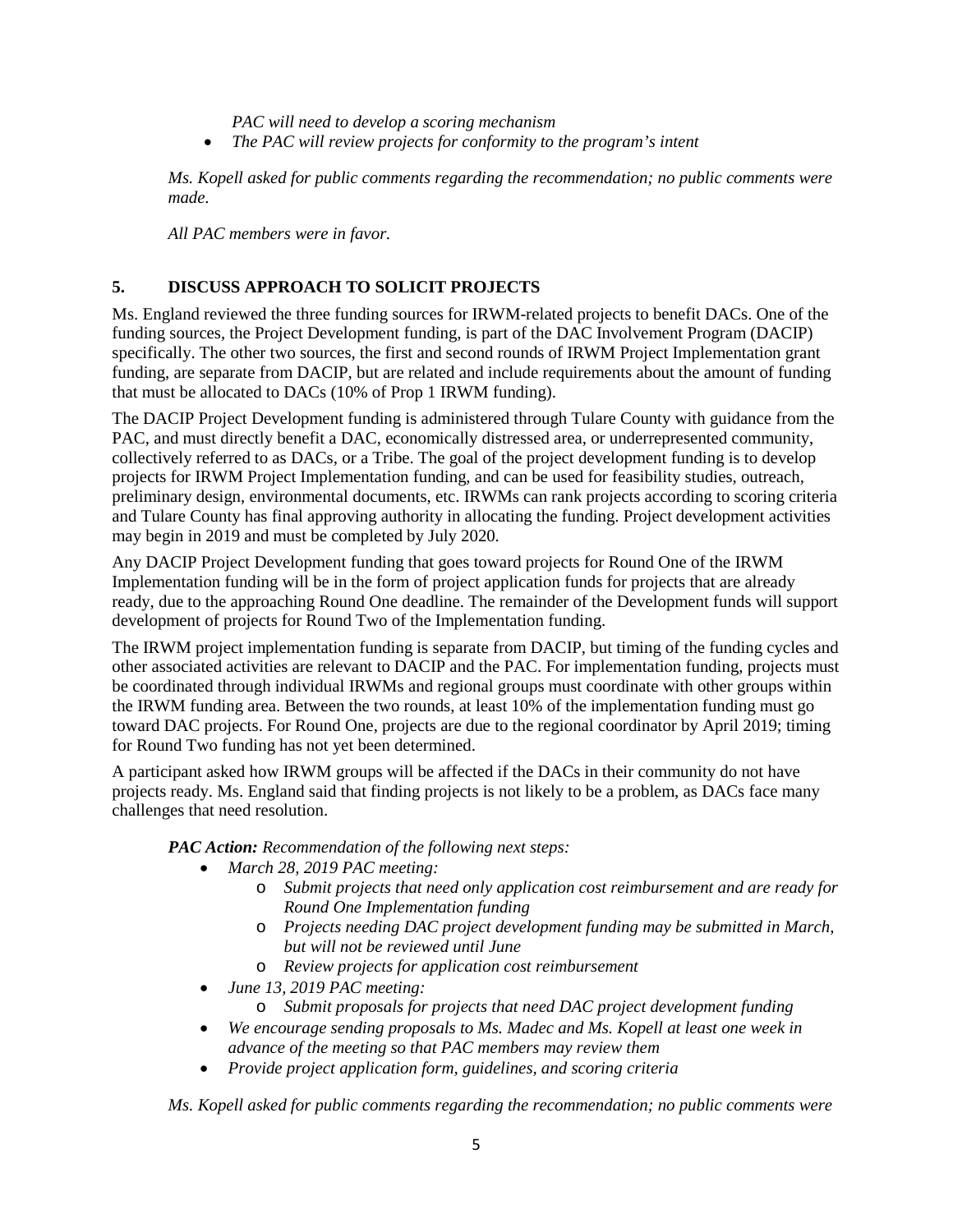*PAC will need to develop a scoring mechanism*

- *The PAC will review projects for conformity to the program's intent*

*Ms. Kopell asked for public comments regarding the recommendation; no public comments were made.*

*All PAC members were in favor.*

## 5. DISCUSS APPROACH TO SOLICIT PROJECTS

Ms. England reviewed the three funding sources for IRWM-related projects to benefit DACs. One of the funding sources, the Project Development funding, is part of the DAC Involvement Program (DACIP) specifically. The other two sources, the first and second rounds of IRWM Project Implementation grant funding, are separate from DACIP, but are related and include requirements about the amount of funding that must be allocated to DACs (10% of Prop 1 IRWM funding).

The DACIP Project Development funding is administered through Tulare County with guidance from the PAC, and must directly benefit a DAC, economically distressed area, or underrepresented community, collectively referred to as DACs, or a Tribe. The goal of the project development funding is to develop projects for IRWM Project Implementation funding, and can be used for feasibility studies, outreach, preliminary design, environmental documents, etc. IRWMs can rank projects according to scoring criteria and Tulare County has final approving authority in allocating the funding. Project development activities may begin in 2019 and must be completed by July 2020.

Any DACIP Project Development funding that goes toward projects for Round One of the IRWM Implementation funding will be in the form of project application funds for projects that are already ready, due to the approaching Round One deadline. The remainder of the Development funds will support development of projects for Round Two of the Implementation funding.

The IRWM project implementation funding is separate from DACIP, but timing of the funding cycles and other associated activities are relevant to DACIP and the PAC. For implementation funding, projects must be coordinated through individual IRWMs and regional groups must coordinate with other groups within the IRWM funding area. Between the two rounds, at least 10% of the implementation funding must go toward DAC projects. For Round One, projects are due to the regional coordinator by April 2019; timing for Round Two funding has not yet been determined.

A participant asked how IRWM groups will be affected if the DACs in their community do not have projects ready. Ms. England said that finding projects is not likely to be a problem, as DACs face many challenges that need resolution.

***PAC Action:*** *Recommendation of the following next steps:*

- *March 28, 2019 PAC meeting:*
  - *Submit projects that need only application cost reimbursement and are ready for Round One Implementation funding*
  - *Projects needing DAC project development funding may be submitted in March, but will not be reviewed until June*
  - *Review projects for application cost reimbursement*
- *June 13, 2019 PAC meeting:*
  - *Submit proposals for projects that need DAC project development funding*
- *We encourage sending proposals to Ms. Madec and Ms. Kopell at least one week in advance of the meeting so that PAC members may review them*
- *Provide project application form, guidelines, and scoring criteria*

*Ms. Kopell asked for public comments regarding the recommendation; no public comments were*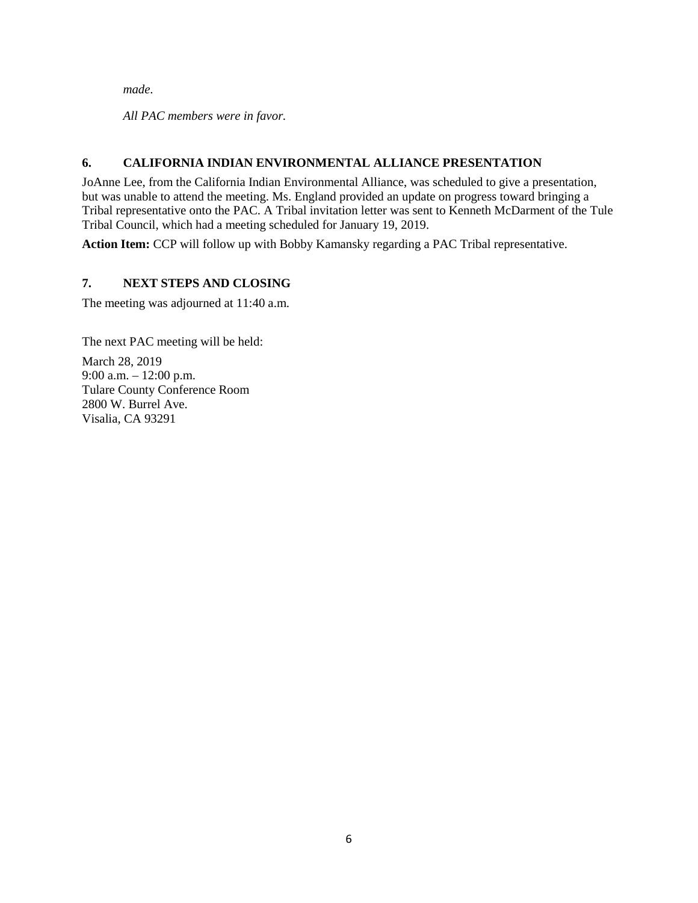*made.*

*All PAC members were in favor.*

## 6. CALIFORNIA INDIAN ENVIRONMENTAL ALLIANCE PRESENTATION

JoAnne Lee, from the California Indian Environmental Alliance, was scheduled to give a presentation, but was unable to attend the meeting. Ms. England provided an update on progress toward bringing a Tribal representative onto the PAC. A Tribal invitation letter was sent to Kenneth McDarment of the Tule Tribal Council, which had a meeting scheduled for January 19, 2019.

**Action Item:** CCP will follow up with Bobby Kamansky regarding a PAC Tribal representative.

## 7. NEXT STEPS AND CLOSING

The meeting was adjourned at 11:40 a.m.

The next PAC meeting will be held:

March 28, 2019
9:00 a.m. – 12:00 p.m.
Tulare County Conference Room
2800 W. Burrel Ave.
Visalia, CA 93291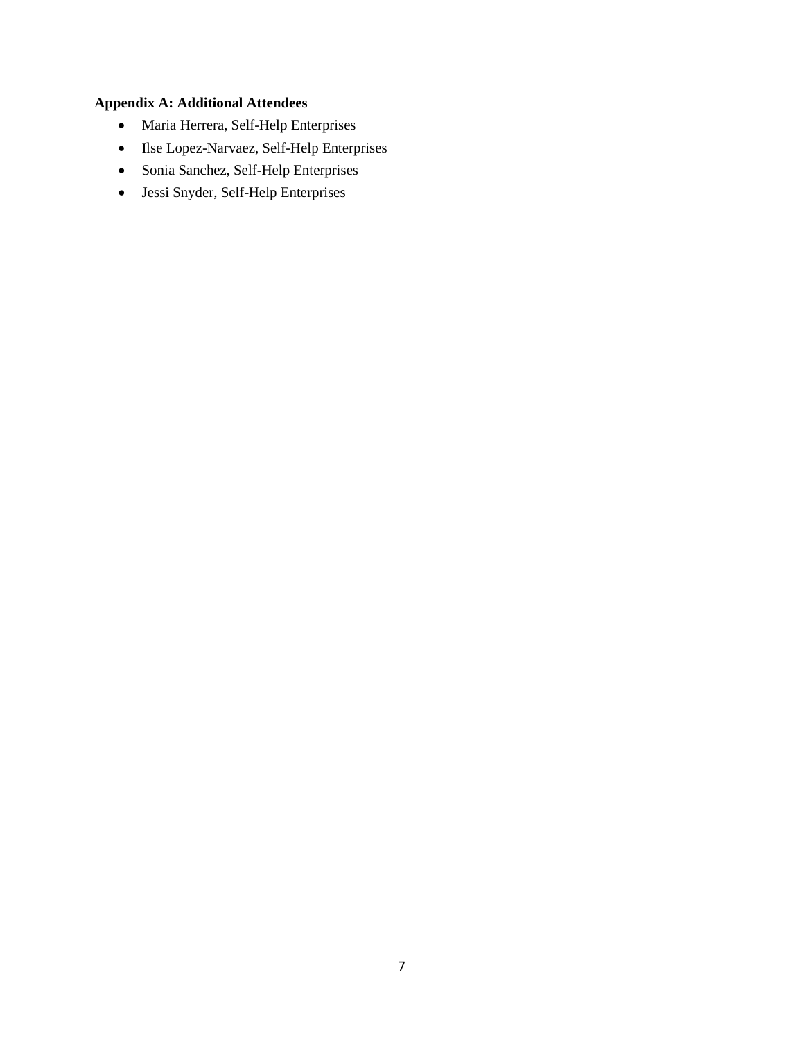**Appendix A: Additional Attendees**

- Maria Herrera, Self-Help Enterprises
- Ilse Lopez-Narvaez, Self-Help Enterprises
- Sonia Sanchez, Self-Help Enterprises
- Jessi Snyder, Self-Help Enterprises